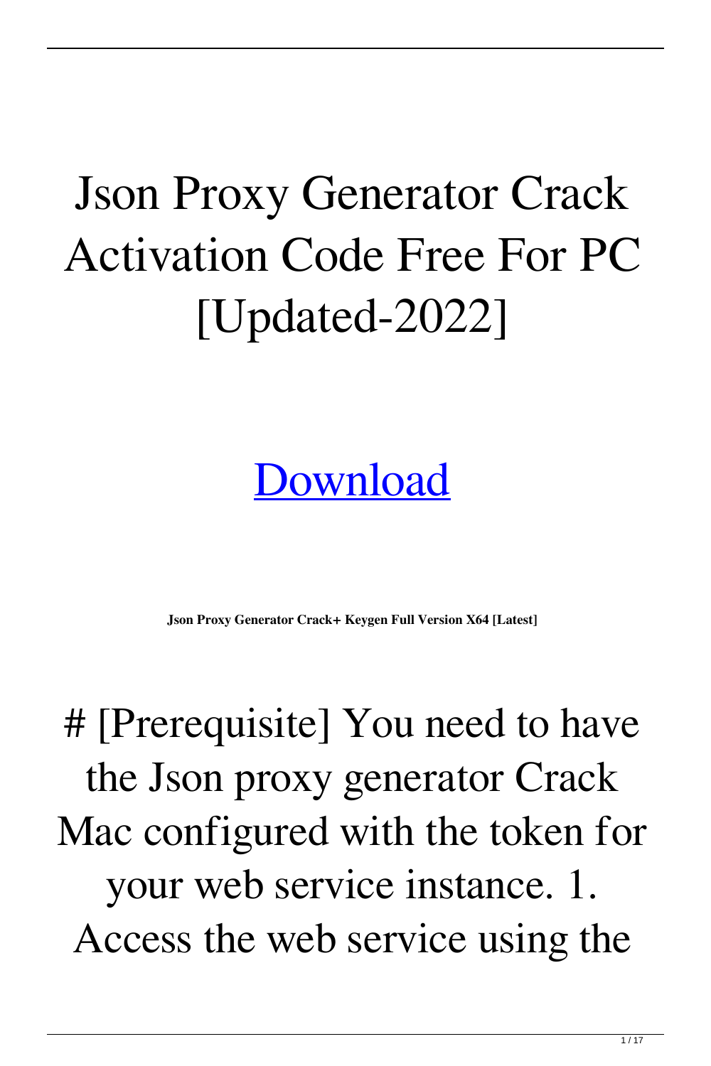# Json Proxy Generator Crack Activation Code Free For PC [Updated-2022]

[Download](#)

**Json Proxy Generator Crack+ Keygen Full Version X64 [Latest]**

# [Prerequisite] You need to have the Json proxy generator Crack Mac configured with the token for your web service instance. 1. Access the web service using the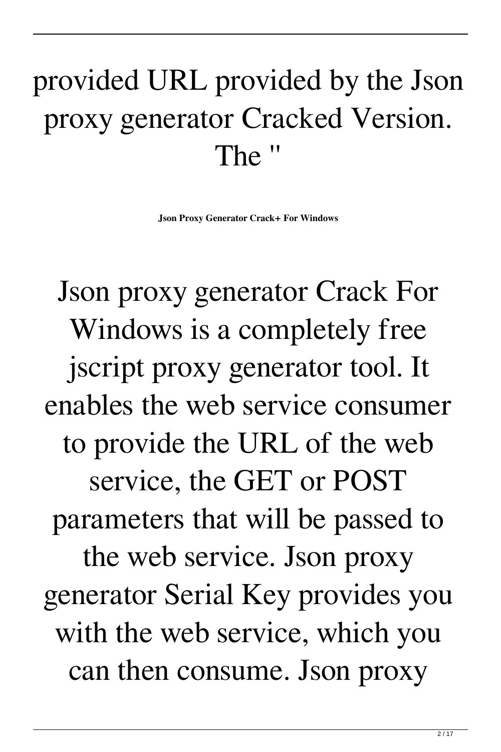provided URL provided by the Json proxy generator Cracked Version. The "

**Json Proxy Generator Crack+ For Windows**

Json proxy generator Crack For Windows is a completely free jscript proxy generator tool. It enables the web service consumer to provide the URL of the web service, the GET or POST parameters that will be passed to the web service. Json proxy generator Serial Key provides you with the web service, which you can then consume. Json proxy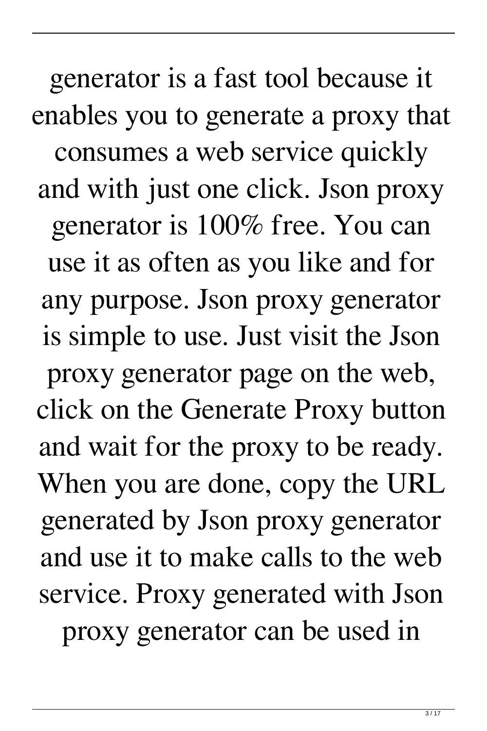generator is a fast tool because it enables you to generate a proxy that consumes a web service quickly and with just one click. Json proxy generator is 100% free. You can use it as often as you like and for any purpose. Json proxy generator is simple to use. Just visit the Json proxy generator page on the web, click on the Generate Proxy button and wait for the proxy to be ready. When you are done, copy the URL generated by Json proxy generator and use it to make calls to the web service. Proxy generated with Json proxy generator can be used in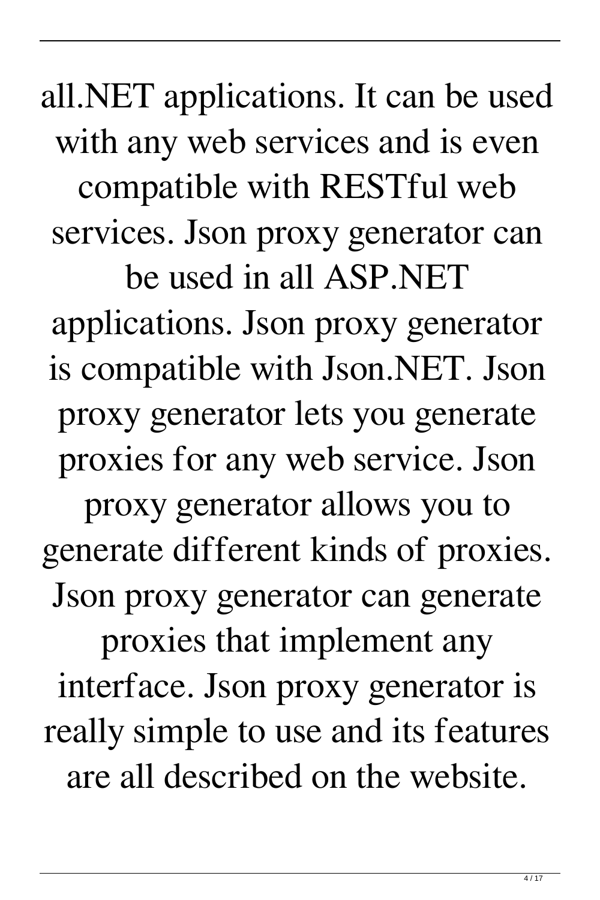all.NET applications. It can be used with any web services and is even compatible with RESTful web services. Json proxy generator can be used in all ASP.NET applications. Json proxy generator is compatible with Json.NET. Json proxy generator lets you generate proxies for any web service. Json proxy generator allows you to generate different kinds of proxies. Json proxy generator can generate proxies that implement any interface. Json proxy generator is really simple to use and its features are all described on the website.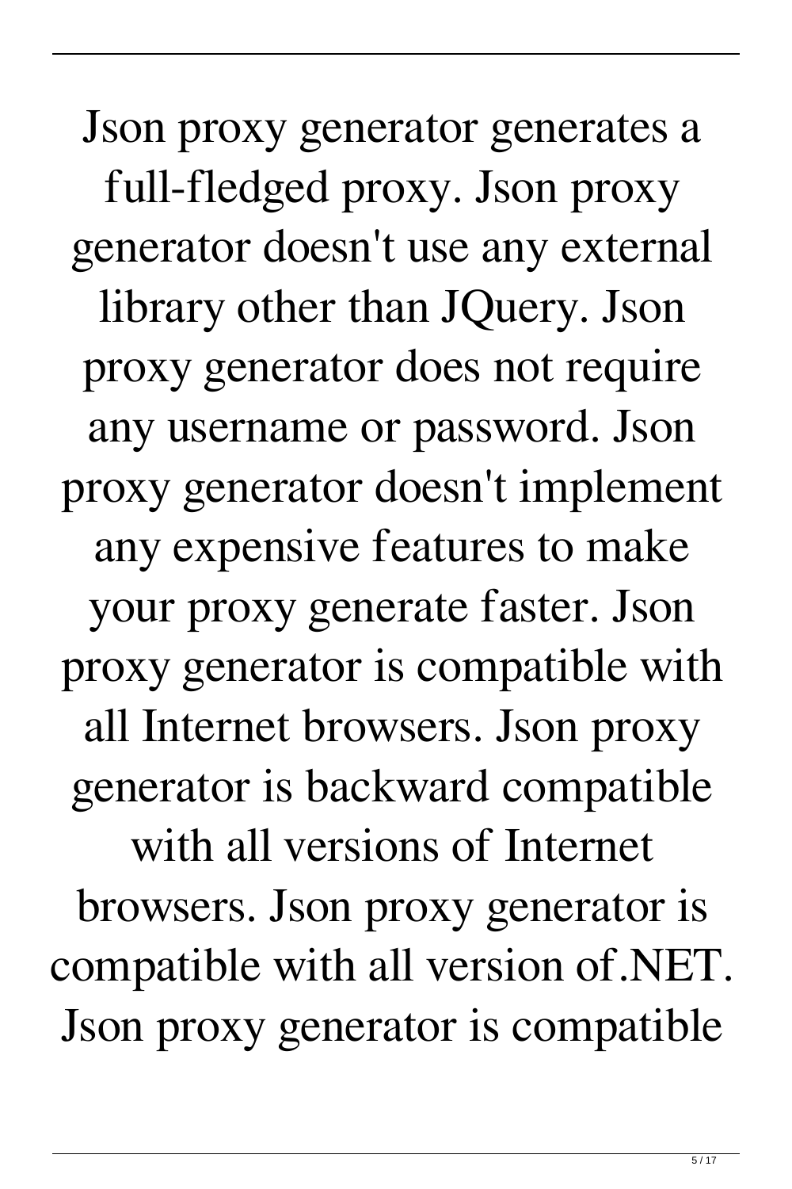Json proxy generator generates a full-fledged proxy. Json proxy generator doesn't use any external library other than JQuery. Json proxy generator does not require any username or password. Json proxy generator doesn't implement any expensive features to make your proxy generate faster. Json proxy generator is compatible with all Internet browsers. Json proxy generator is backward compatible with all versions of Internet browsers. Json proxy generator is compatible with all version of.NET. Json proxy generator is compatible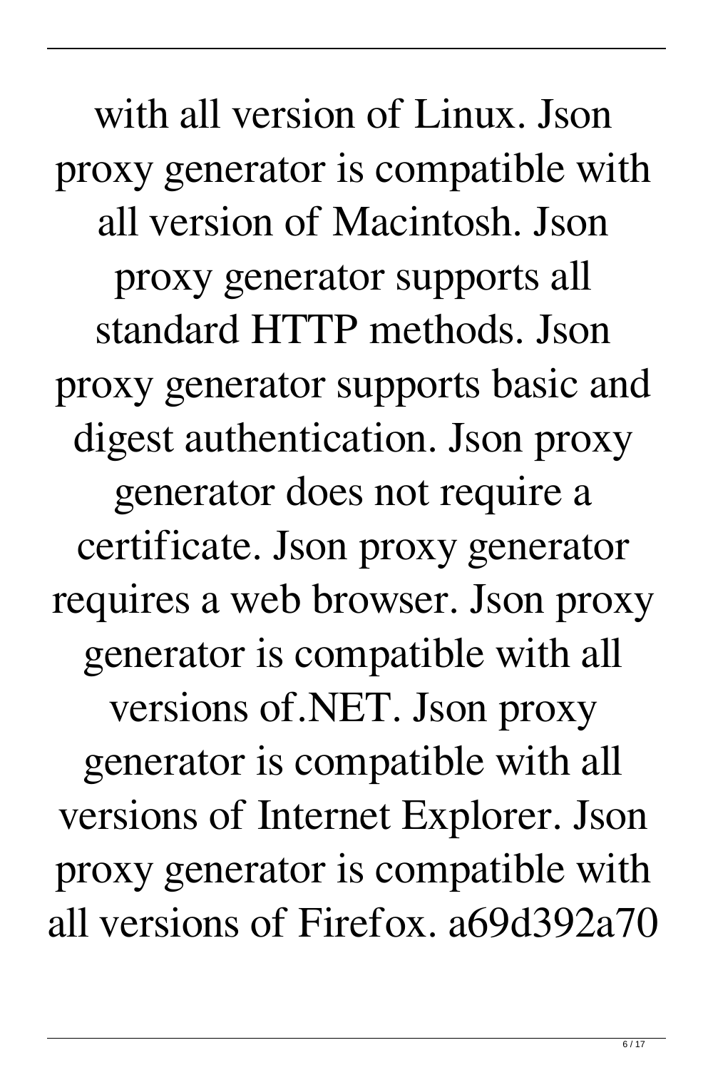with all version of Linux. Json proxy generator is compatible with all version of Macintosh. Json proxy generator supports all standard HTTP methods. Json proxy generator supports basic and digest authentication. Json proxy generator does not require a certificate. Json proxy generator requires a web browser. Json proxy generator is compatible with all versions of.NET. Json proxy generator is compatible with all versions of Internet Explorer. Json proxy generator is compatible with all versions of Firefox. a69d392a70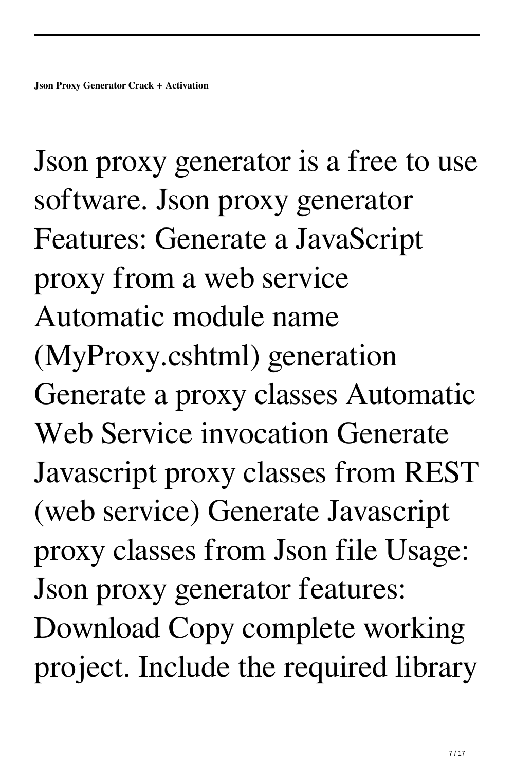Json proxy generator is a free to use software. Json proxy generator Features: Generate a JavaScript proxy from a web service Automatic module name (MyProxy.cshtml) generation Generate a proxy classes Automatic Web Service invocation Generate Javascript proxy classes from REST (web service) Generate Javascript proxy classes from Json file Usage: Json proxy generator features: Download Copy complete working project. Include the required library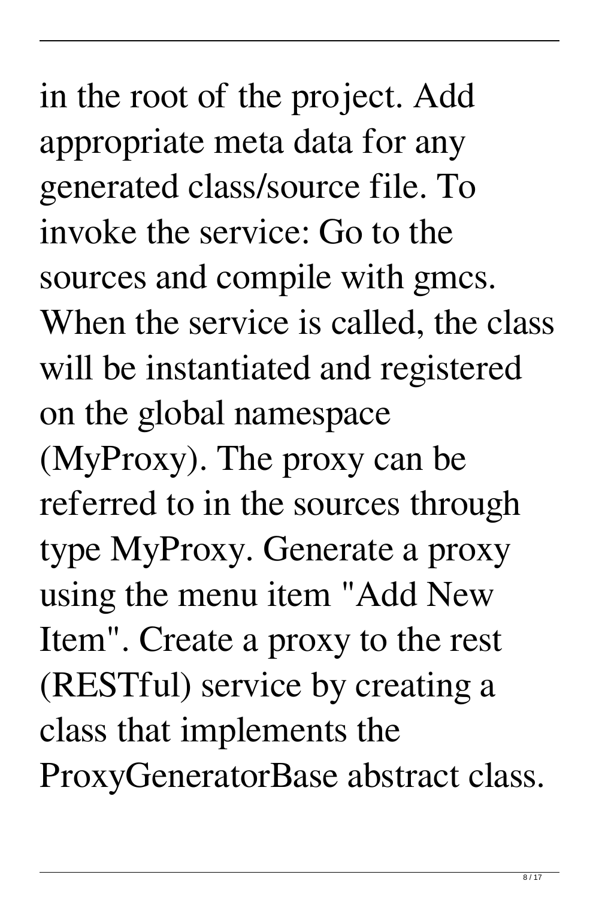in the root of the project. Add appropriate meta data for any generated class/source file. To invoke the service: Go to the sources and compile with gmcs. When the service is called, the class will be instantiated and registered on the global namespace (MyProxy). The proxy can be referred to in the sources through type MyProxy. Generate a proxy using the menu item "Add New Item". Create a proxy to the rest (RESTful) service by creating a class that implements the ProxyGeneratorBase abstract class.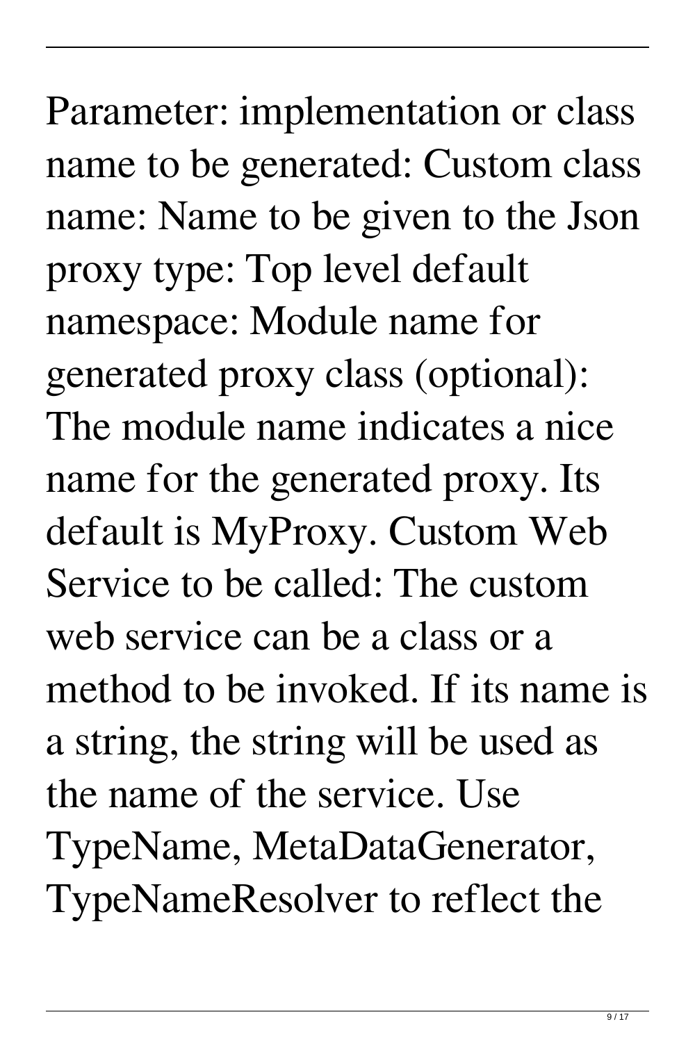Parameter: implementation or class name to be generated: Custom class name: Name to be given to the Json proxy type: Top level default namespace: Module name for generated proxy class (optional): The module name indicates a nice name for the generated proxy. Its default is MyProxy. Custom Web Service to be called: The custom web service can be a class or a method to be invoked. If its name is a string, the string will be used as the name of the service. Use TypeName, MetaDataGenerator, TypeNameResolver to reflect the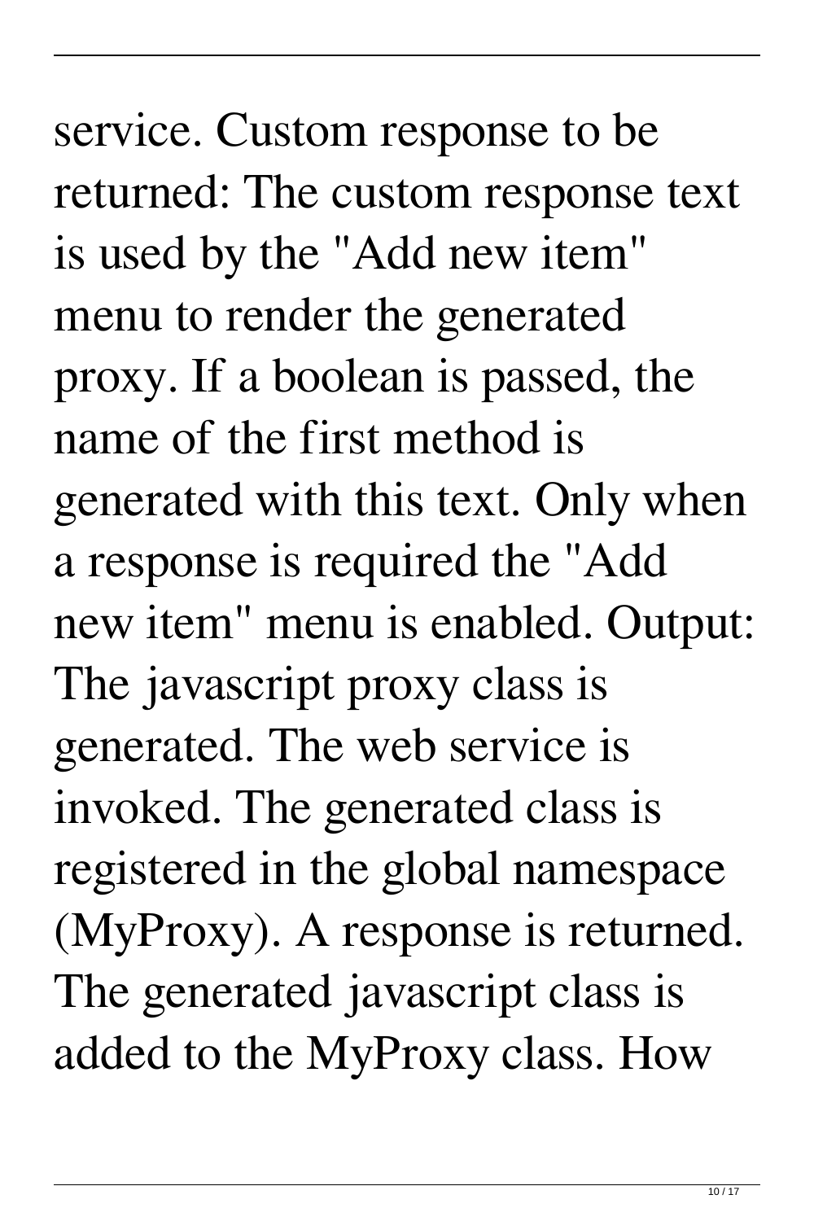service. Custom response to be returned: The custom response text is used by the "Add new item" menu to render the generated proxy. If a boolean is passed, the name of the first method is generated with this text. Only when a response is required the "Add new item" menu is enabled. Output: The javascript proxy class is generated. The web service is invoked. The generated class is registered in the global namespace (MyProxy). A response is returned. The generated javascript class is added to the MyProxy class. How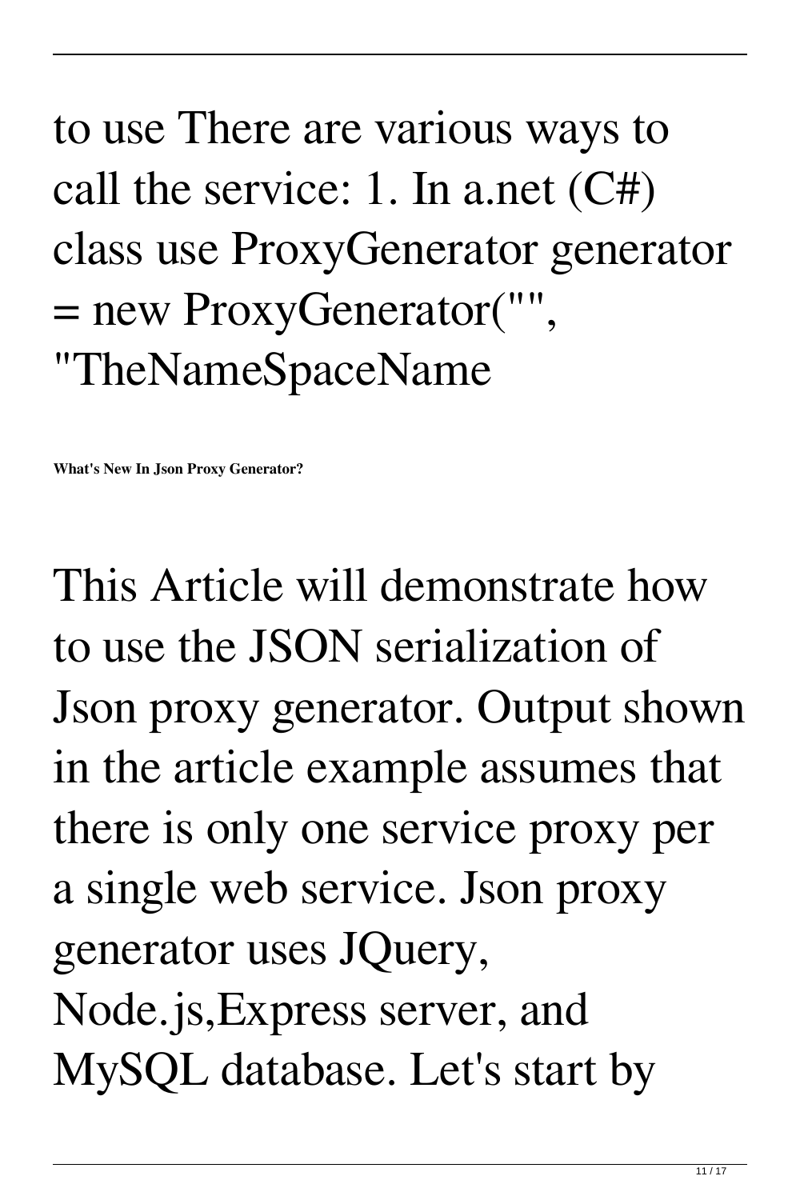to use There are various ways to call the service: 1. In a.net (C#) class use ProxyGenerator generator = new ProxyGenerator("", "TheNameSpaceName

**What's New In Json Proxy Generator?**

This Article will demonstrate how to use the JSON serialization of Json proxy generator. Output shown in the article example assumes that there is only one service proxy per a single web service. Json proxy generator uses JQuery, Node.js,Express server, and MySQL database. Let's start by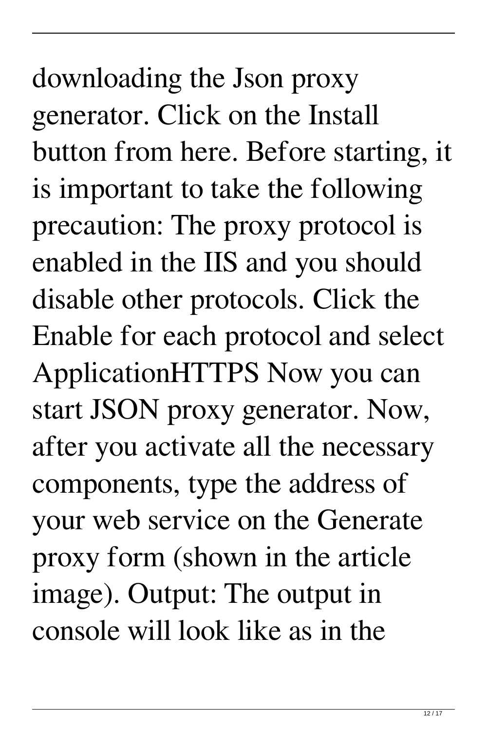downloading the Json proxy generator. Click on the Install button from here. Before starting, it is important to take the following precaution: The proxy protocol is enabled in the IIS and you should disable other protocols. Click the Enable for each protocol and select ApplicationHTTPS Now you can start JSON proxy generator. Now, after you activate all the necessary components, type the address of your web service on the Generate proxy form (shown in the article image). Output: The output in console will look like as in the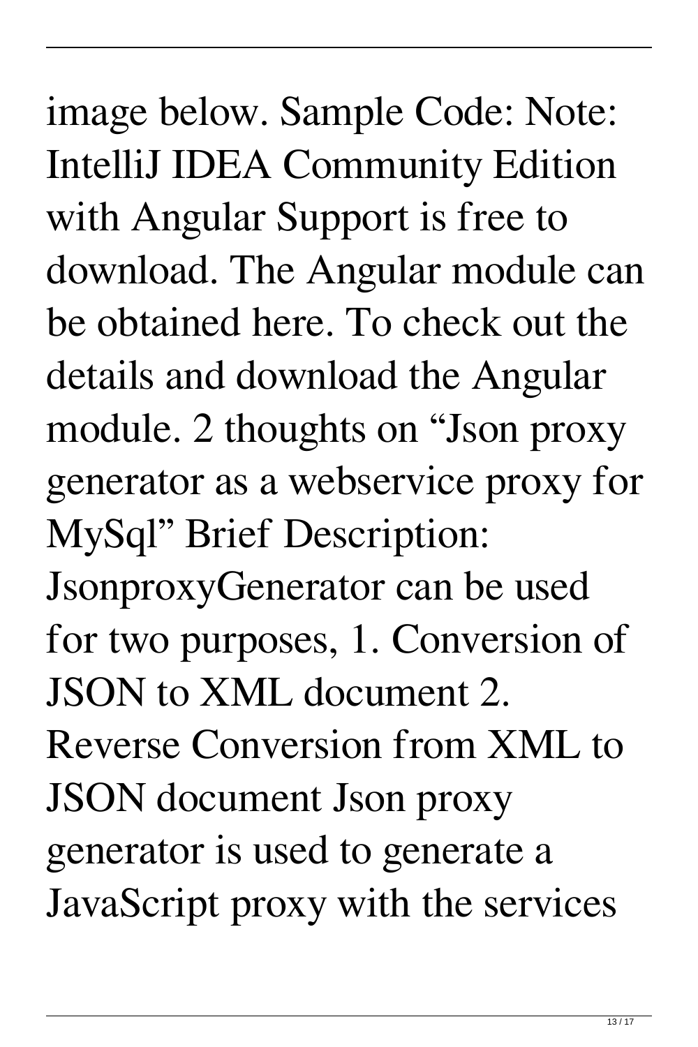image below. Sample Code: Note: IntelliJ IDEA Community Edition with Angular Support is free to download. The Angular module can be obtained here. To check out the details and download the Angular module. 2 thoughts on "Json proxy generator as a webservice proxy for MySql" Brief Description: JsonproxyGenerator can be used for two purposes, 1. Conversion of JSON to XML document 2. Reverse Conversion from XML to JSON document Json proxy generator is used to generate a JavaScript proxy with the services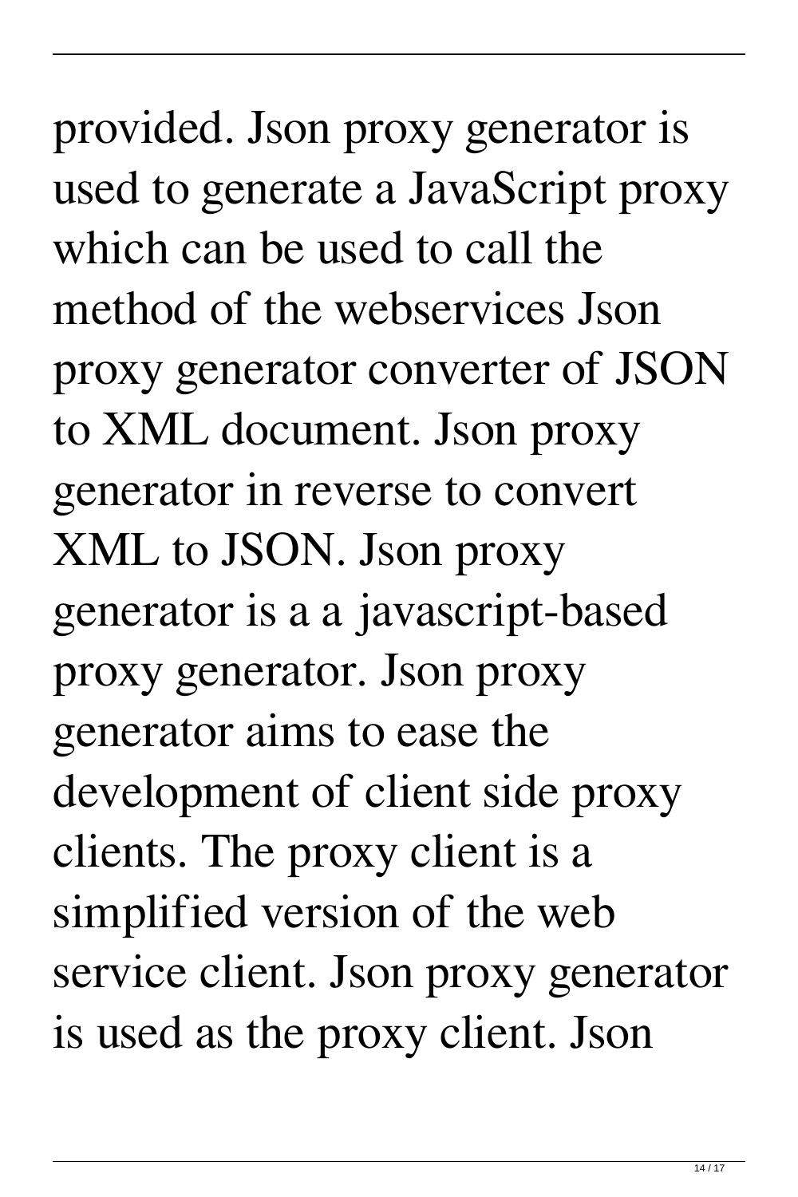provided. Json proxy generator is used to generate a JavaScript proxy which can be used to call the method of the webservices Json proxy generator converter of JSON to XML document. Json proxy generator in reverse to convert XML to JSON. Json proxy generator is a a javascript-based proxy generator. Json proxy generator aims to ease the development of client side proxy clients. The proxy client is a simplified version of the web service client. Json proxy generator is used as the proxy client. Json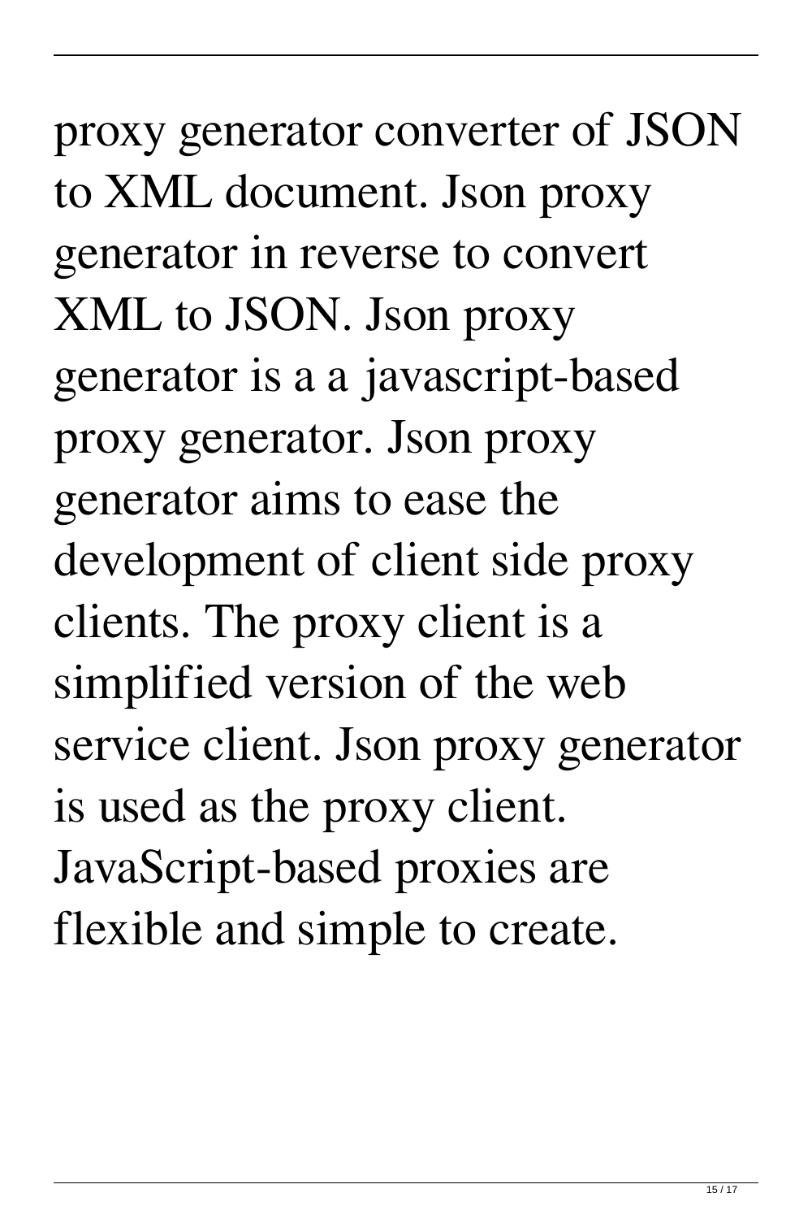proxy generator converter of JSON to XML document. Json proxy generator in reverse to convert XML to JSON. Json proxy generator is a a javascript-based proxy generator. Json proxy generator aims to ease the development of client side proxy clients. The proxy client is a simplified version of the web service client. Json proxy generator is used as the proxy client. JavaScript-based proxies are flexible and simple to create.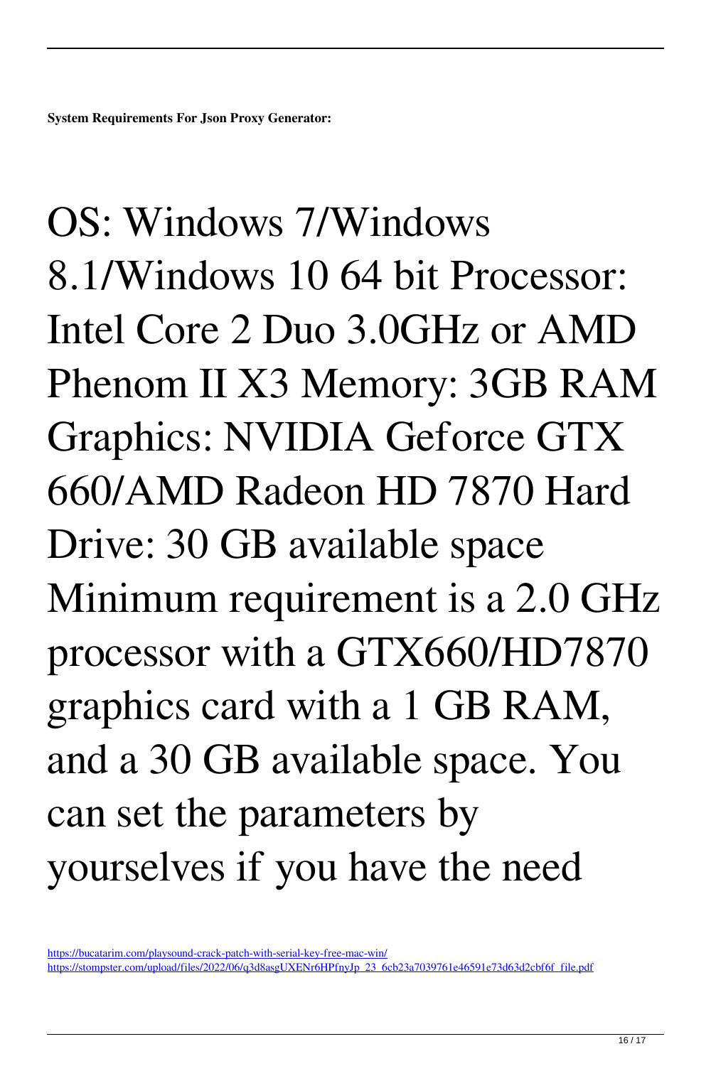**System Requirements For Json Proxy Generator:**

OS: Windows 7/Windows 8.1/Windows 10 64 bit Processor: Intel Core 2 Duo 3.0GHz or AMD Phenom II X3 Memory: 3GB RAM Graphics: NVIDIA Geforce GTX 660/AMD Radeon HD 7870 Hard Drive: 30 GB available space Minimum requirement is a 2.0 GHz processor with a GTX660/HD7870 graphics card with a 1 GB RAM, and a 30 GB available space. You can set the parameters by yourselves if you have the need

https://bucatarim.com/playsound-crack-patch-with-serial-key-free-mac-win/
https://stompster.com/upload/files/2022/06/q3d8asgUXENr6HPfnyJp_23_6cb23a7039761e46591e73d63d2cbf6f_file.pdf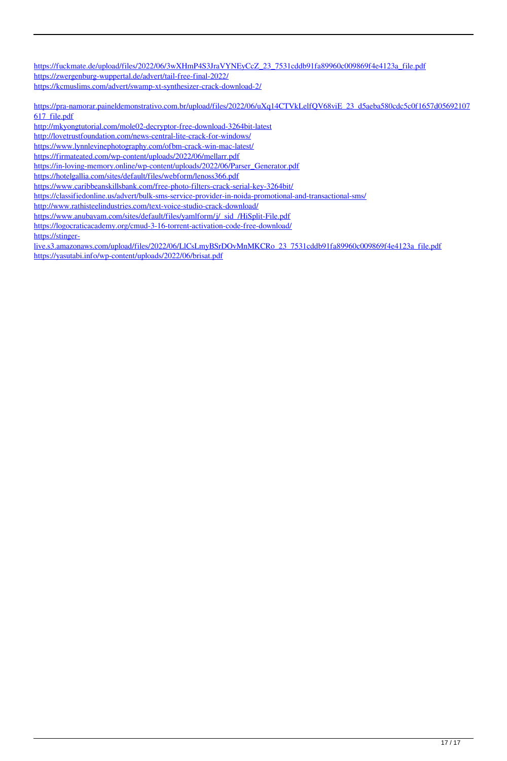https://fuckmate.de/upload/files/2022/06/3wXHmP4S3JraVYNEyCcZ_23_7531cddb91fa89960c009869f4e4123a_file.pdf
https://zwergenburg-wuppertal.de/advert/tail-free-final-2022/
https://kcmuslims.com/advert/swamp-xt-synthesizer-crack-download-2/

https://pra-namorar.paineldemonstrativo.com.br/upload/files/2022/06/uXq14CTVkLelfQV68viE_23_d5aeba580cdc5c0f1657d05692107617_file.pdf
http://mkyongtutorial.com/mole02-decryptor-free-download-3264bit-latest
http://lovetrustfoundation.com/news-central-lite-crack-for-windows/
https://www.lynnlevinephotography.com/ofbm-crack-win-mac-latest/
https://firmateated.com/wp-content/uploads/2022/06/mellarr.pdf
https://in-loving-memory.online/wp-content/uploads/2022/06/Parser_Generator.pdf
https://hotelgallia.com/sites/default/files/webform/lenoss366.pdf
https://www.caribbeanskillsbank.com/free-photo-filters-crack-serial-key-3264bit/
https://classifiedonline.us/advert/bulk-sms-service-provider-in-noida-promotional-and-transactional-sms/
http://www.rathisteelindustries.com/text-voice-studio-crack-download/
https://www.anubavam.com/sites/default/files/yamlform/j/_sid_/HiSplit-File.pdf
https://logocraticacademy.org/cmud-3-16-torrent-activation-code-free-download/
https://stinger-live.s3.amazonaws.com/upload/files/2022/06/LlCsLmyBSrDOvMnMKCRo_23_7531cddb91fa89960c009869f4e4123a_file.pdf
https://yasutabi.info/wp-content/uploads/2022/06/brisat.pdf